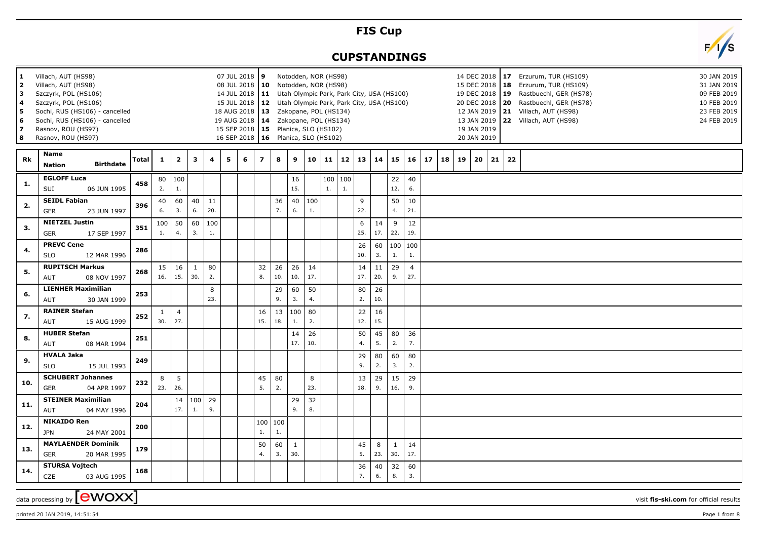# FIS Cup

## CUPSTANDINGS

| # | Venue | Date |
|---|---|---|
| 1 | Villach, AUT (HS98) | 07 JUL 2018 |
| 2 | Villach, AUT (HS98) | 08 JUL 2018 |
| 3 | Szczyrk, POL (HS106) | 14 JUL 2018 |
| 4 | Szczyrk, POL (HS106) | 15 JUL 2018 |
| 5 | Sochi, RUS (HS106) - cancelled | 18 AUG 2018 |
| 6 | Sochi, RUS (HS106) - cancelled | 19 AUG 2018 |
| 7 | Rasnov, ROU (HS97) | 15 SEP 2018 |
| 8 | Rasnov, ROU (HS97) | 16 SEP 2018 |
| 9 | Notodden, NOR (HS98) | 14 DEC 2018 |
| 10 | Notodden, NOR (HS98) | 15 DEC 2018 |
| 11 | Utah Olympic Park, Park City, USA (HS100) | 19 DEC 2018 |
| 12 | Utah Olympic Park, Park City, USA (HS100) | 20 DEC 2018 |
| 13 | Zakopane, POL (HS134) | 12 JAN 2019 |
| 14 | Zakopane, POL (HS134) | 13 JAN 2019 |
| 15 | Planica, SLO (HS102) | 19 JAN 2019 |
| 16 | Planica, SLO (HS102) | 20 JAN 2019 |
| 17 | Erzurum, TUR (HS109) | 30 JAN 2019 |
| 18 | Erzurum, TUR (HS109) | 31 JAN 2019 |
| 19 | Rastbuechl, GER (HS78) | 09 FEB 2019 |
| 20 | Rastbuechl, GER (HS78) | 10 FEB 2019 |
| 21 | Villach, AUT (HS98) | 23 FEB 2019 |
| 22 | Villach, AUT (HS98) | 24 FEB 2019 |

| Rk | Name / Nation | Birthdate | Total | 1 | 2 | 3 | 4 | 5 | 6 | 7 | 8 | 9 | 10 | 11 | 12 | 13 | 14 | 15 | 16 | 17 | 18 | 19 | 20 | 21 | 22 |
|---|---|---|---|---|---|---|---|---|---|---|---|---|---|---|---|---|---|---|---|---|---|---|---|---|---|
| 1. | EGLOFF Luca SUI | 06 JUN 1995 | 458 | 80 2. | 100 1. | | | | | | | 16 15. | | 100 1. | 100 1. | | | 22 12. | 40 6. | | | | | | |
| 2. | SEIDL Fabian GER | 23 JUN 1997 | 396 | 40 6. | 60 3. | 40 6. | 11 20. | | | | 36 7. | 40 6. | 100 1. | | | 9 22. | | 50 4. | 10 21. | | | | | | |
| 3. | NIETZEL Justin GER | 17 SEP 1997 | 351 | 100 1. | 50 4. | 60 3. | 100 1. | | | | | | | | | 6 25. | 14 17. | 9 22. | 12 19. | | | | | | |
| 4. | PREVC Cene SLO | 12 MAR 1996 | 286 | | | | | | | | | | | | | 26 10. | 60 3. | 100 1. | 100 1. | | | | | | |
| 5. | RUPITSCH Markus AUT | 08 NOV 1997 | 268 | 15 16. | 16 15. | 1 30. | 80 2. | | | 32 8. | 26 10. | 26 10. | 14 17. | | | 14 17. | 11 20. | 29 9. | 4 27. | | | | | | |
| 6. | LIENHER Maximilian AUT | 30 JAN 1999 | 253 | | | | 8 23. | | | | 29 9. | 60 3. | 50 4. | | | 80 2. | 26 10. | | | | | | | | |
| 7. | RAINER Stefan AUT | 15 AUG 1999 | 252 | 1 30. | 4 27. | | | | | 16 15. | 13 18. | 100 1. | 80 2. | | | 22 12. | 16 15. | | | | | | | | |
| 8. | HUBER Stefan AUT | 08 MAR 1994 | 251 | | | | | | | | | 14 17. | 26 10. | | | 50 4. | 45 5. | 80 2. | 36 7. | | | | | | |
| 9. | HVALA Jaka SLO | 15 JUL 1993 | 249 | | | | | | | | | | | | | 29 9. | 80 2. | 60 3. | 80 2. | | | | | | |
| 10. | SCHUBERT Johannes GER | 04 APR 1997 | 232 | 8 23. | 5 26. | | | | | 45 5. | 80 2. | | 8 23. | | | 13 18. | 29 9. | 15 16. | 29 9. | | | | | | |
| 11. | STEINER Maximilian AUT | 04 MAY 1996 | 204 | | 14 17. | 100 1. | 29 9. | | | | | 29 9. | 32 8. | | | | | | | | | | | | |
| 12. | NIKAIDO Ren JPN | 24 MAY 2001 | 200 | | | | | | | 100 1. | 100 1. | | | | | | | | | | | | | | |
| 13. | MAYLAENDER Dominik GER | 20 MAR 1995 | 179 | | | | | | | 50 4. | 60 3. | 1 30. | | | | 45 5. | 8 23. | 1 30. | 14 17. | | | | | | |
| 14. | STURSA Vojtech CZE | 03 AUG 1995 | 168 | | | | | | | | | | | | | 36 7. | 40 6. | 32 8. | 60 3. | | | | | | |

data processing by [ewoxx] visit fis-ski.com for official results

printed 20 JAN 2019, 14:51:54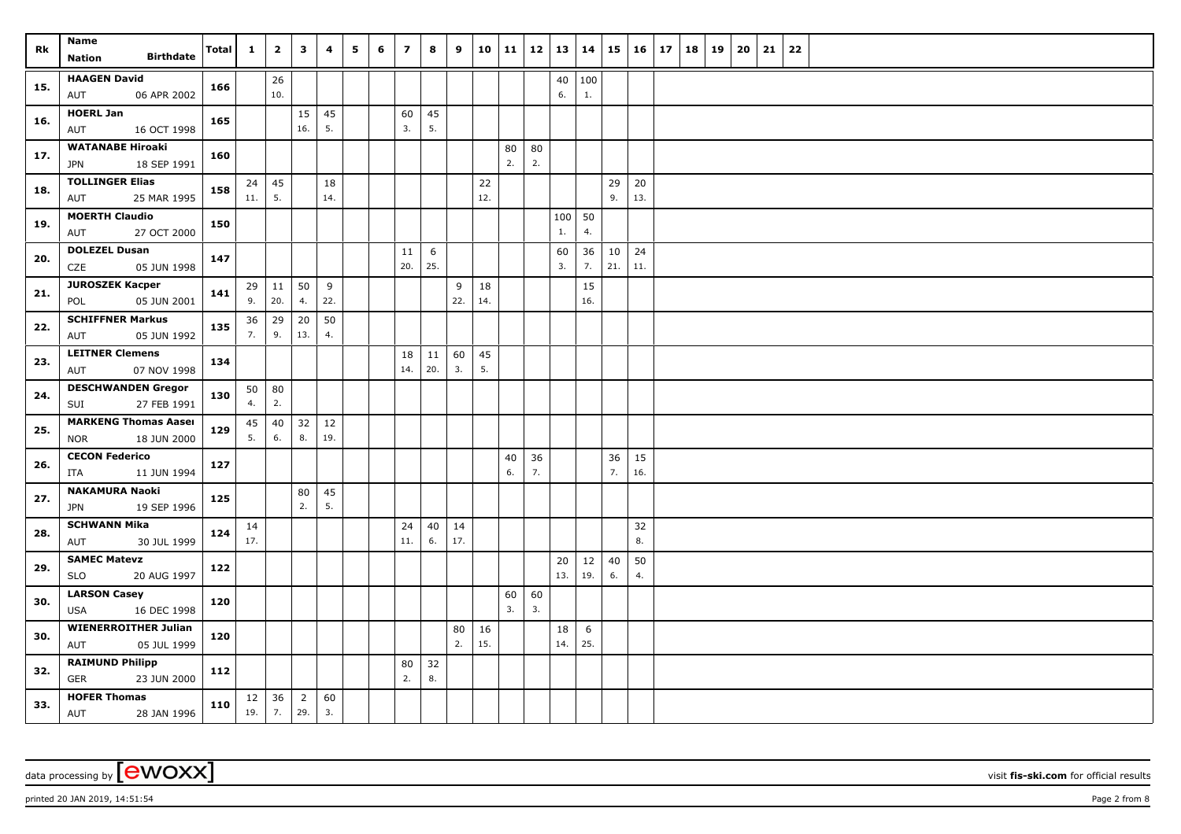| Rk | Name<br>Nation Birthdate | Total | 1 | 2 | 3 | 4 | 5 | 6 | 7 | 8 | 9 | 10 | 11 | 12 | 13 | 14 | 15 | 16 | 17 | 18 | 19 | 20 | 21 | 22 |
|---|---|---|---|---|---|---|---|---|---|---|---|---|---|---|---|---|---|---|---|---|---|---|---|---|
| 15. | HAAGEN David<br>AUT 06 APR 2002 | 166 | | 26<br>10. | | | | | | | | | | | 40<br>6. | 100<br>1. | | | | | | | | |
| 16. | HOERL Jan<br>AUT 16 OCT 1998 | 165 | | | 15<br>16. | 45<br>5. | | | 60<br>3. | 45<br>5. | | | | | | | | | | | | | | |
| 17. | WATANABE Hiroaki<br>JPN 18 SEP 1991 | 160 | | | | | | | | | | | 80<br>2. | 80<br>2. | | | | | | | | | | |
| 18. | TOLLINGER Elias<br>AUT 25 MAR 1995 | 158 | 24<br>11. | 45<br>5. | | 18<br>14. | | | | | | 22<br>12. | | | | | 29<br>9. | 20<br>13. | | | | | | |
| 19. | MOERTH Claudio<br>AUT 27 OCT 2000 | 150 | | | | | | | | | | | | | 100<br>1. | 50<br>4. | | | | | | | | |
| 20. | DOLEZEL Dusan<br>CZE 05 JUN 1998 | 147 | | | | | | | 11<br>20. | 6<br>25. | | | | | 60<br>3. | 36<br>7. | 10<br>21. | 24<br>11. | | | | | | |
| 21. | JUROSZEK Kacper<br>POL 05 JUN 2001 | 141 | 29<br>9. | 11<br>20. | 50<br>4. | 9<br>22. | | | | | 9<br>22. | 18<br>14. | | | | 15<br>16. | | | | | | | | |
| 22. | SCHIFFNER Markus<br>AUT 05 JUN 1992 | 135 | 36<br>7. | 29<br>9. | 20<br>13. | 50<br>4. | | | | | | | | | | | | | | | | | | |
| 23. | LEITNER Clemens<br>AUT 07 NOV 1998 | 134 | | | | | | | 18<br>14. | 11<br>20. | 60<br>3. | 45<br>5. | | | | | | | | | | | | |
| 24. | DESCHWANDEN Gregor<br>SUI 27 FEB 1991 | 130 | 50<br>4. | 80<br>2. | | | | | | | | | | | | | | | | | | | | |
| 25. | MARKENG Thomas Aasen<br>NOR 18 JUN 2000 | 129 | 45<br>5. | 40<br>6. | 32<br>8. | 12<br>19. | | | | | | | | | | | | | | | | | | |
| 26. | CECON Federico<br>ITA 11 JUN 1994 | 127 | | | | | | | | | | | 40<br>6. | 36<br>7. | | | 36<br>7. | 15<br>16. | | | | | | |
| 27. | NAKAMURA Naoki<br>JPN 19 SEP 1996 | 125 | | | 80<br>2. | 45<br>5. | | | | | | | | | | | | | | | | | | |
| 28. | SCHWANN Mika<br>AUT 30 JUL 1999 | 124 | 14<br>17. | | | | | | 24<br>11. | 40<br>6. | 14<br>17. | | | | | | | 32<br>8. | | | | | | |
| 29. | SAMEC Matevz<br>SLO 20 AUG 1997 | 122 | | | | | | | | | | | | | 20<br>13. | 12<br>19. | 40<br>6. | 50<br>4. | | | | | | |
| 30. | LARSON Casey<br>USA 16 DEC 1998 | 120 | | | | | | | | | | | 60<br>3. | 60<br>3. | | | | | | | | | | |
| 30. | WIENERROITHER Julian<br>AUT 05 JUL 1999 | 120 | | | | | | | | | 80<br>2. | 16<br>15. | | | 18<br>14. | 6<br>25. | | | | | | | | |
| 32. | RAIMUND Philipp<br>GER 23 JUN 2000 | 112 | | | | | | | 80<br>2. | 32<br>8. | | | | | | | | | | | | | | |
| 33. | HOFER Thomas<br>AUT 28 JAN 1996 | 110 | 12<br>19. | 36<br>7. | 2<br>29. | 60<br>3. | | | | | | | | | | | | | | | | | | |

data processing by [ewoxx] visit fis-ski.com for official results

printed 20 JAN 2019, 14:51:54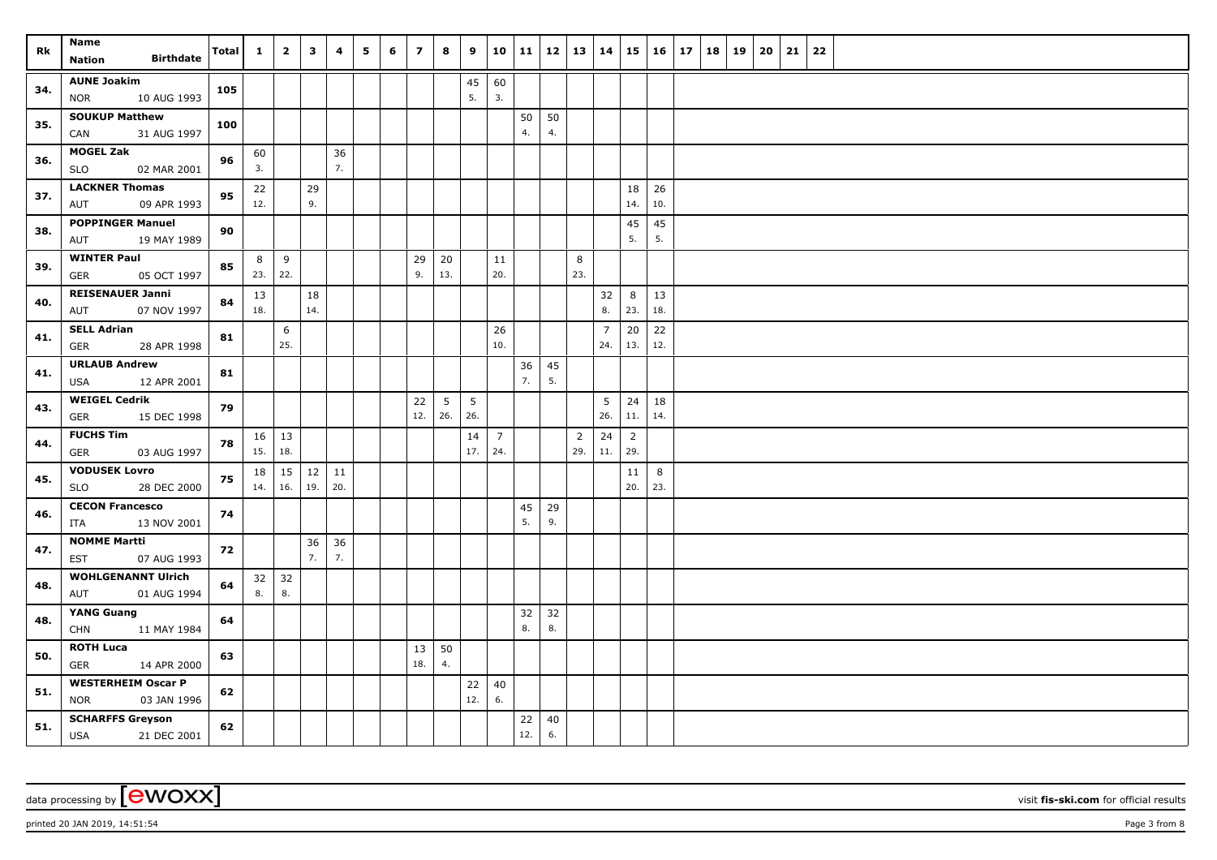| Rk | Name<br>Nation Birthdate | Total | 1 | 2 | 3 | 4 | 5 | 6 | 7 | 8 | 9 | 10 | 11 | 12 | 13 | 14 | 15 | 16 | 17 | 18 | 19 | 20 | 21 | 22 |
|---|---|---|---|---|---|---|---|---|---|---|---|---|---|---|---|---|---|---|---|---|---|---|---|---|
| 34. | **AUNE Joakim**<br>NOR 10 AUG 1993 | 105 | | | | | | | | | 45<br>5. | 60<br>3. | | | | | | | | | | | | |
| 35. | **SOUKUP Matthew**<br>CAN 31 AUG 1997 | 100 | | | | | | | | | | | 50<br>4. | 50<br>4. | | | | | | | | | | |
| 36. | **MOGEL Zak**<br>SLO 02 MAR 2001 | 96 | 60<br>3. | | | 36<br>7. | | | | | | | | | | | | | | | | | | |
| 37. | **LACKNER Thomas**<br>AUT 09 APR 1993 | 95 | 22<br>12. | | 29<br>9. | | | | | | | | | | | | 18<br>14. | 26<br>10. | | | | | | |
| 38. | **POPPINGER Manuel**<br>AUT 19 MAY 1989 | 90 | | | | | | | | | | | | | | | 45<br>5. | 45<br>5. | | | | | | |
| 39. | **WINTER Paul**<br>GER 05 OCT 1997 | 85 | 8<br>23. | 9<br>22. | | | | | 29<br>9. | 20<br>13. | | 11<br>20. | | | 8<br>23. | | | | | | | | | |
| 40. | **REISENAUER Janni**<br>AUT 07 NOV 1997 | 84 | 13<br>18. | | 18<br>14. | | | | | | | | | | | 32<br>8. | 8<br>23. | 13<br>18. | | | | | | |
| 41. | **SELL Adrian**<br>GER 28 APR 1998 | 81 | | 6<br>25. | | | | | | | | 26<br>10. | | | | 7<br>24. | 20<br>13. | 22<br>12. | | | | | | |
| 41. | **URLAUB Andrew**<br>USA 12 APR 2001 | 81 | | | | | | | | | | | 36<br>7. | 45<br>5. | | | | | | | | | | |
| 43. | **WEIGEL Cedrik**<br>GER 15 DEC 1998 | 79 | | | | | | | 22<br>12. | 5<br>26. | 5<br>26. | | | | | 5<br>26. | 24<br>11. | 18<br>14. | | | | | | |
| 44. | **FUCHS Tim**<br>GER 03 AUG 1997 | 78 | 16<br>15. | 13<br>18. | | | | | | | 14<br>17. | 7<br>24. | | | 2<br>29. | 24<br>11. | 2<br>29. | | | | | | | |
| 45. | **VODUSEK Lovro**<br>SLO 28 DEC 2000 | 75 | 18<br>14. | 15<br>16. | 12<br>19. | 11<br>20. | | | | | | | | | | | 11<br>20. | 8<br>23. | | | | | | |
| 46. | **CECON Francesco**<br>ITA 13 NOV 2001 | 74 | | | | | | | | | | | 45<br>5. | 29<br>9. | | | | | | | | | | |
| 47. | **NOMME Martti**<br>EST 07 AUG 1993 | 72 | | | 36<br>7. | 36<br>7. | | | | | | | | | | | | | | | | | | |
| 48. | **WOHLGENANNT Ulrich**<br>AUT 01 AUG 1994 | 64 | 32<br>8. | 32<br>8. | | | | | | | | | | | | | | | | | | | | |
| 48. | **YANG Guang**<br>CHN 11 MAY 1984 | 64 | | | | | | | | | | | 32<br>8. | 32<br>8. | | | | | | | | | | |
| 50. | **ROTH Luca**<br>GER 14 APR 2000 | 63 | | | | | | | 13<br>18. | 50<br>4. | | | | | | | | | | | | | | |
| 51. | **WESTERHEIM Oscar P**<br>NOR 03 JAN 1996 | 62 | | | | | | | | | 22<br>12. | 40<br>6. | | | | | | | | | | | | |
| 51. | **SCHARFFS Greyson**<br>USA 21 DEC 2001 | 62 | | | | | | | | | | | 22<br>12. | 40<br>6. | | | | | | | | | | |

data processing by [ewoxx] visit **fis-ski.com** for official results

printed 20 JAN 2019, 14:51:54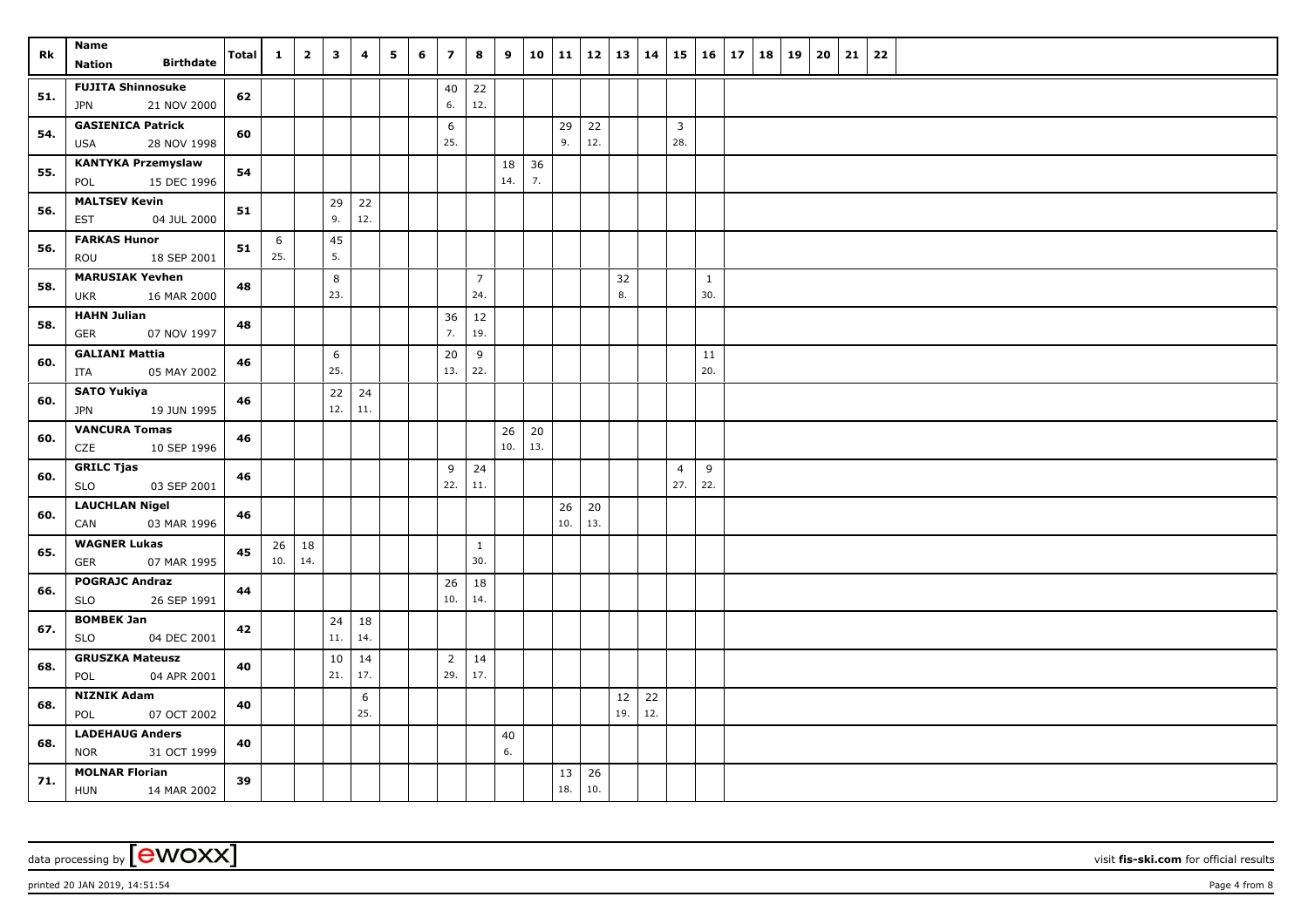| Rk | Name<br>Nation Birthdate | Total | 1 | 2 | 3 | 4 | 5 | 6 | 7 | 8 | 9 | 10 | 11 | 12 | 13 | 14 | 15 | 16 | 17 | 18 | 19 | 20 | 21 | 22 |
|---|---|---|---|---|---|---|---|---|---|---|---|---|---|---|---|---|---|---|---|---|---|---|---|---|
| 51. | FUJITA Shinnosuke<br>JPN 21 NOV 2000 | 62 | | | | | | | 40<br>6. | 22<br>12. | | | | | | | | | | | | | | |
| 54. | GASIENICA Patrick<br>USA 28 NOV 1998 | 60 | | | | | | | 6<br>25. | | | | 29<br>9. | 22<br>12. | | | 3<br>28. | | | | | | | |
| 55. | KANTYKA Przemyslaw<br>POL 15 DEC 1996 | 54 | | | | | | | | | 18<br>14. | 36<br>7. | | | | | | | | | | | | |
| 56. | MALTSEV Kevin<br>EST 04 JUL 2000 | 51 | | | 29<br>9. | 22<br>12. | | | | | | | | | | | | | | | | | | |
| 56. | FARKAS Hunor<br>ROU 18 SEP 2001 | 51 | 6<br>25. | | 45<br>5. | | | | | | | | | | | | | | | | | | | |
| 58. | MARUSIAK Yevhen<br>UKR 16 MAR 2000 | 48 | | | 8<br>23. | | | | | 7<br>24. | | | | | 32<br>8. | | | 1<br>30. | | | | | | |
| 58. | HAHN Julian<br>GER 07 NOV 1997 | 48 | | | | | | | 36<br>7. | 12<br>19. | | | | | | | | | | | | | | |
| 60. | GALIANI Mattia<br>ITA 05 MAY 2002 | 46 | | | 6<br>25. | | | | 20<br>13. | 9<br>22. | | | | | | | | 11<br>20. | | | | | | |
| 60. | SATO Yukiya<br>JPN 19 JUN 1995 | 46 | | | 22<br>12. | 24<br>11. | | | | | | | | | | | | | | | | | | |
| 60. | VANCURA Tomas<br>CZE 10 SEP 1996 | 46 | | | | | | | | | 26<br>10. | 20<br>13. | | | | | | | | | | | | |
| 60. | GRILC Tjas<br>SLO 03 SEP 2001 | 46 | | | | | | | 9<br>22. | 24<br>11. | | | | | | | 4<br>27. | 9<br>22. | | | | | | |
| 60. | LAUCHLAN Nigel<br>CAN 03 MAR 1996 | 46 | | | | | | | | | | | 26<br>10. | 20<br>13. | | | | | | | | | | |
| 65. | WAGNER Lukas<br>GER 07 MAR 1995 | 45 | 26<br>10. | 18<br>14. | | | | | | 1<br>30. | | | | | | | | | | | | | | |
| 66. | POGRAJC Andraz<br>SLO 26 SEP 1991 | 44 | | | | | | | 26<br>10. | 18<br>14. | | | | | | | | | | | | | | |
| 67. | BOMBEK Jan<br>SLO 04 DEC 2001 | 42 | | | 24<br>11. | 18<br>14. | | | | | | | | | | | | | | | | | | |
| 68. | GRUSZKA Mateusz<br>POL 04 APR 2001 | 40 | | | 10<br>21. | 14<br>17. | | | 2<br>29. | 14<br>17. | | | | | | | | | | | | | | |
| 68. | NIZNIK Adam<br>POL 07 OCT 2002 | 40 | | | | 6<br>25. | | | | | | | | | 12<br>19. | 22<br>12. | | | | | | | | |
| 68. | LADEHAUG Anders<br>NOR 31 OCT 1999 | 40 | | | | | | | | | 40<br>6. | | | | | | | | | | | | | |
| 71. | MOLNAR Florian<br>HUN 14 MAR 2002 | 39 | | | | | | | | | | | 13<br>18. | 26<br>10. | | | | | | | | | | |

data processing by [ewoxx] — visit fis-ski.com for official results

printed 20 JAN 2019, 14:51:54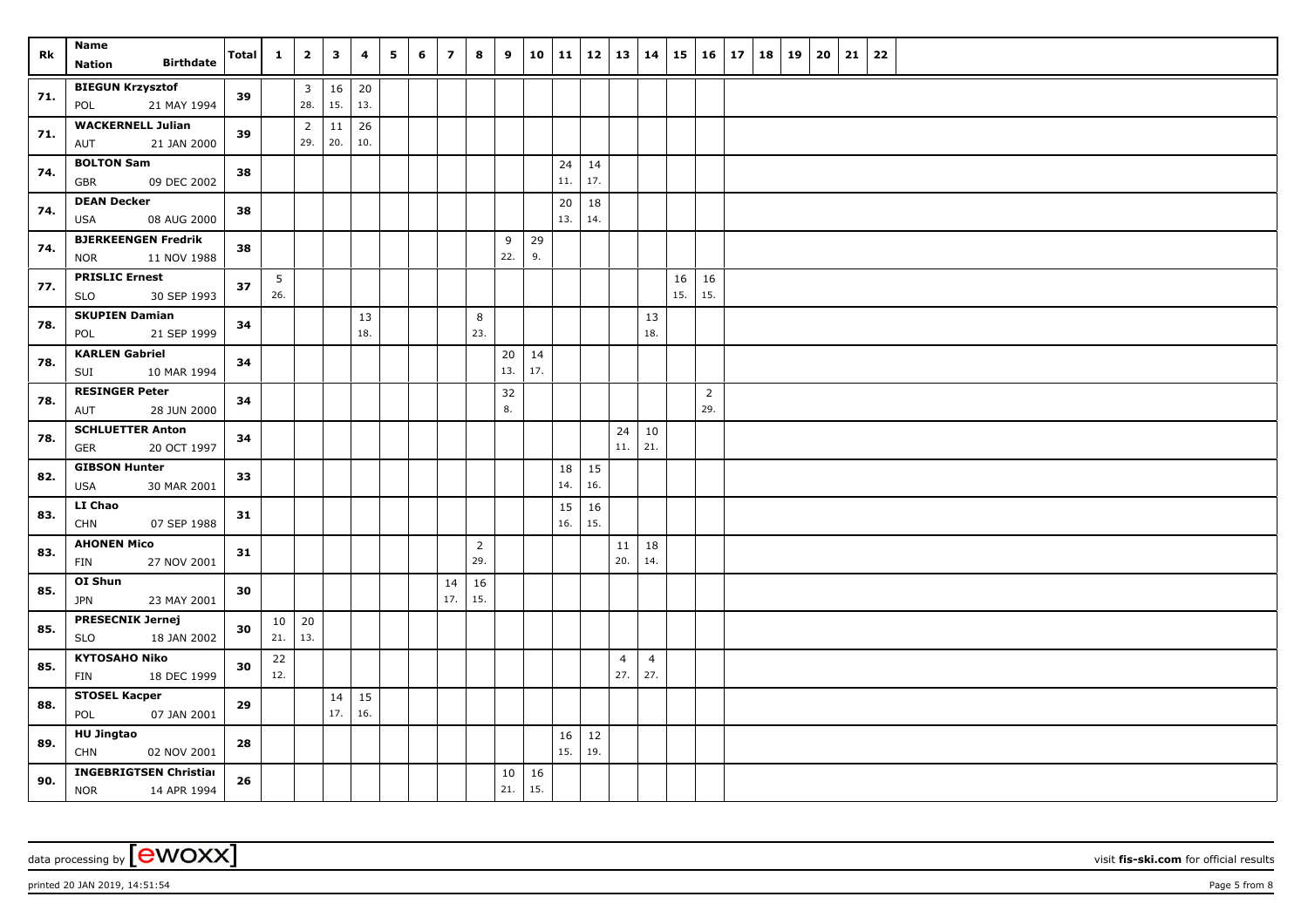| Rk | Name<br>Nation Birthdate | Total | 1 | 2 | 3 | 4 | 5 | 6 | 7 | 8 | 9 | 10 | 11 | 12 | 13 | 14 | 15 | 16 | 17 | 18 | 19 | 20 | 21 | 22 |
|---|---|---|---|---|---|---|---|---|---|---|---|---|---|---|---|---|---|---|---|---|---|---|---|---|
| 71. | **BIEGUN Krzysztof**<br>POL 21 MAY 1994 | **39** | | 3<br>28. | 16<br>15. | 20<br>13. | | | | | | | | | | | | | | | | | | |
| 71. | **WACKERNELL Julian**<br>AUT 21 JAN 2000 | **39** | | 2<br>29. | 11<br>20. | 26<br>10. | | | | | | | | | | | | | | | | | | |
| 74. | **BOLTON Sam**<br>GBR 09 DEC 2002 | **38** | | | | | | | | | | | 24<br>11. | 14<br>17. | | | | | | | | | | |
| 74. | **DEAN Decker**<br>USA 08 AUG 2000 | **38** | | | | | | | | | | | 20<br>13. | 18<br>14. | | | | | | | | | | |
| 74. | **BJERKEENGEN Fredrik**<br>NOR 11 NOV 1988 | **38** | | | | | | | | | 9<br>22. | 29<br>9. | | | | | | | | | | | | |
| 77. | **PRISLIC Ernest**<br>SLO 30 SEP 1993 | **37** | 5<br>26. | | | | | | | | | | | | | | 16<br>15. | 16<br>15. | | | | | | |
| 78. | **SKUPIEN Damian**<br>POL 21 SEP 1999 | **34** | | | | 13<br>18. | | | | 8<br>23. | | | | | | 13<br>18. | | | | | | | | |
| 78. | **KARLEN Gabriel**<br>SUI 10 MAR 1994 | **34** | | | | | | | | | 20<br>13. | 14<br>17. | | | | | | | | | | | | |
| 78. | **RESINGER Peter**<br>AUT 28 JUN 2000 | **34** | | | | | | | | | 32<br>8. | | | | | | | 2<br>29. | | | | | | |
| 78. | **SCHLUETTER Anton**<br>GER 20 OCT 1997 | **34** | | | | | | | | | | | | | 24<br>11. | 10<br>21. | | | | | | | | |
| 82. | **GIBSON Hunter**<br>USA 30 MAR 2001 | **33** | | | | | | | | | | | 18<br>14. | 15<br>16. | | | | | | | | | | |
| 83. | **LI Chao**<br>CHN 07 SEP 1988 | **31** | | | | | | | | | | | 15<br>16. | 16<br>15. | | | | | | | | | | |
| 83. | **AHONEN Mico**<br>FIN 27 NOV 2001 | **31** | | | | | | | | 2<br>29. | | | | | 11<br>20. | 18<br>14. | | | | | | | | |
| 85. | **OI Shun**<br>JPN 23 MAY 2001 | **30** | | | | | | | 14<br>17. | 16<br>15. | | | | | | | | | | | | | | |
| 85. | **PRESECNIK Jernej**<br>SLO 18 JAN 2002 | **30** | 10<br>21. | 20<br>13. | | | | | | | | | | | | | | | | | | | | |
| 85. | **KYTOSAHO Niko**<br>FIN 18 DEC 1999 | **30** | 22<br>12. | | | | | | | | | | | | 4<br>27. | 4<br>27. | | | | | | | | |
| 88. | **STOSEL Kacper**<br>POL 07 JAN 2001 | **29** | | | 14<br>17. | 15<br>16. | | | | | | | | | | | | | | | | | | |
| 89. | **HU Jingtao**<br>CHN 02 NOV 2001 | **28** | | | | | | | | | | | 16<br>15. | 12<br>19. | | | | | | | | | | |
| 90. | **INGEBRIGTSEN Christiai**<br>NOR 14 APR 1994 | **26** | | | | | | | | | 10<br>21. | 16<br>15. | | | | | | | | | | | | |

data processing by [ewoxx] visit **fis-ski.com** for official results

printed 20 JAN 2019, 14:51:54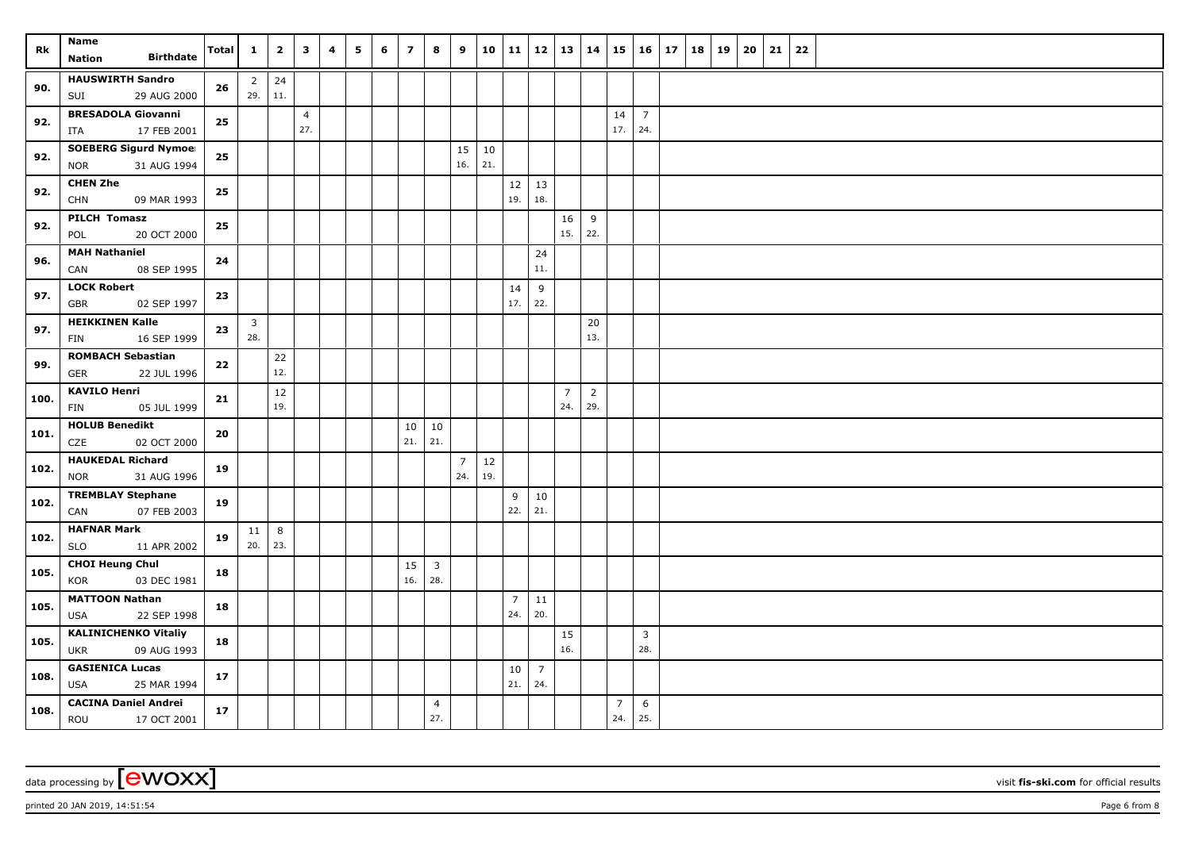| Rk | Name<br>Nation Birthdate | Total | 1 | 2 | 3 | 4 | 5 | 6 | 7 | 8 | 9 | 10 | 11 | 12 | 13 | 14 | 15 | 16 | 17 | 18 | 19 | 20 | 21 | 22 |
|---|---|---|---|---|---|---|---|---|---|---|---|---|---|---|---|---|---|---|---|---|---|---|---|---|
| 90. | **HAUSWIRTH Sandro**<br>SUI 29 AUG 2000 | 26 | 2<br>29. | 24<br>11. | | | | | | | | | | | | | | | | | | | | |
| 92. | **BRESADOLA Giovanni**<br>ITA 17 FEB 2001 | 25 | | | 4<br>27. | | | | | | | | | | | | 14<br>17. | 7<br>24. | | | | | | |
| 92. | **SOEBERG Sigurd Nymoe**<br>NOR 31 AUG 1994 | 25 | | | | | | | | | 15<br>16. | 10<br>21. | | | | | | | | | | | | |
| 92. | **CHEN Zhe**<br>CHN 09 MAR 1993 | 25 | | | | | | | | | | | 12<br>19. | 13<br>18. | | | | | | | | | | |
| 92. | **PILCH Tomasz**<br>POL 20 OCT 2000 | 25 | | | | | | | | | | | | | 16<br>15. | 9<br>22. | | | | | | | | |
| 96. | **MAH Nathaniel**<br>CAN 08 SEP 1995 | 24 | | | | | | | | | | | | 24<br>11. | | | | | | | | | | |
| 97. | **LOCK Robert**<br>GBR 02 SEP 1997 | 23 | | | | | | | | | | | 14<br>17. | 9<br>22. | | | | | | | | | | |
| 97. | **HEIKKINEN Kalle**<br>FIN 16 SEP 1999 | 23 | 3<br>28. | | | | | | | | | | | | | 20<br>13. | | | | | | | | |
| 99. | **ROMBACH Sebastian**<br>GER 22 JUL 1996 | 22 | | 22<br>12. | | | | | | | | | | | | | | | | | | | | |
| 100. | **KAVILO Henri**<br>FIN 05 JUL 1999 | 21 | | 12<br>19. | | | | | | | | | | | 7<br>24. | 2<br>29. | | | | | | | | |
| 101. | **HOLUB Benedikt**<br>CZE 02 OCT 2000 | 20 | | | | | | | 10<br>21. | 10<br>21. | | | | | | | | | | | | | | |
| 102. | **HAUKEDAL Richard**<br>NOR 31 AUG 1996 | 19 | | | | | | | | | 7<br>24. | 12<br>19. | | | | | | | | | | | | |
| 102. | **TREMBLAY Stephane**<br>CAN 07 FEB 2003 | 19 | | | | | | | | | | | 9<br>22. | 10<br>21. | | | | | | | | | | |
| 102. | **HAFNAR Mark**<br>SLO 11 APR 2002 | 19 | 11<br>20. | 8<br>23. | | | | | | | | | | | | | | | | | | | | |
| 105. | **CHOI Heung Chul**<br>KOR 03 DEC 1981 | 18 | | | | | | | 15<br>16. | 3<br>28. | | | | | | | | | | | | | | |
| 105. | **MATTOON Nathan**<br>USA 22 SEP 1998 | 18 | | | | | | | | | | | 7<br>24. | 11<br>20. | | | | | | | | | | |
| 105. | **KALINICHENKO Vitaliy**<br>UKR 09 AUG 1993 | 18 | | | | | | | | | | | | | 15<br>16. | | | 3<br>28. | | | | | | |
| 108. | **GASIENICA Lucas**<br>USA 25 MAR 1994 | 17 | | | | | | | | | | | 10<br>21. | 7<br>24. | | | | | | | | | | |
| 108. | **CACINA Daniel Andrei**<br>ROU 17 OCT 2001 | 17 | | | | | | | | 4<br>27. | | | | | | | 7<br>24. | 6<br>25. | | | | | | |

data processing by [ewoxx] visit **fis-ski.com** for official results

printed 20 JAN 2019, 14:51:54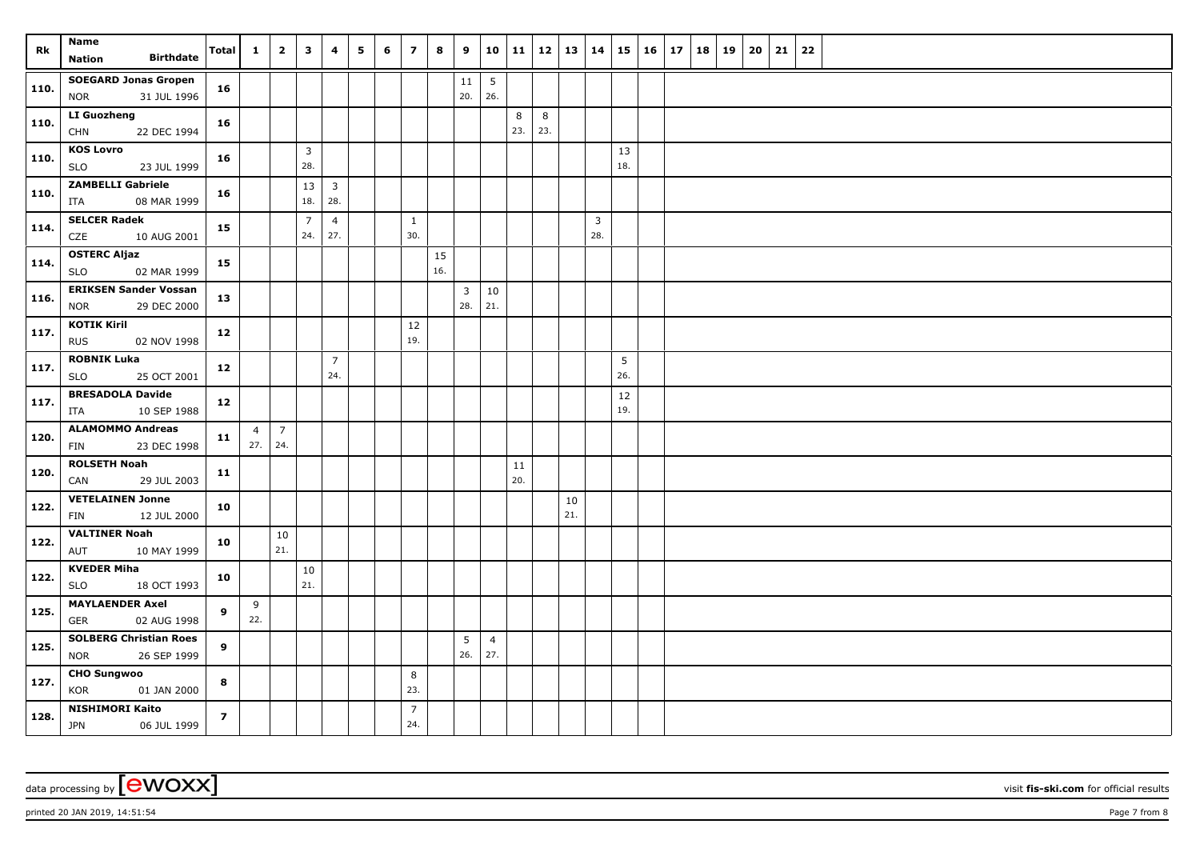| Rk | Name<br>Nation Birthdate | Total | 1 | 2 | 3 | 4 | 5 | 6 | 7 | 8 | 9 | 10 | 11 | 12 | 13 | 14 | 15 | 16 | 17 | 18 | 19 | 20 | 21 | 22 |
|---|---|---|---|---|---|---|---|---|---|---|---|---|---|---|---|---|---|---|---|---|---|---|---|---|
| 110. | **SOEGARD Jonas Gropen**<br>NOR 31 JUL 1996 | **16** | | | | | | | | | 11<br>20. | 5<br>26. | | | | | | | | | | | | |
| 110. | **LI Guozheng**<br>CHN 22 DEC 1994 | **16** | | | | | | | | | | | 8<br>23. | 8<br>23. | | | | | | | | | | |
| 110. | **KOS Lovro**<br>SLO 23 JUL 1999 | **16** | | | 3<br>28. | | | | | | | | | | | | 13<br>18. | | | | | | | |
| 110. | **ZAMBELLI Gabriele**<br>ITA 08 MAR 1999 | **16** | | | 13<br>18. | 3<br>28. | | | | | | | | | | | | | | | | | | |
| 114. | **SELCER Radek**<br>CZE 10 AUG 2001 | **15** | | | 7<br>24. | 4<br>27. | | | 1<br>30. | | | | | | | 3<br>28. | | | | | | | | |
| 114. | **OSTERC Aljaz**<br>SLO 02 MAR 1999 | **15** | | | | | | | | 15<br>16. | | | | | | | | | | | | | | |
| 116. | **ERIKSEN Sander Vossan**<br>NOR 29 DEC 2000 | **13** | | | | | | | | | 3<br>28. | 10<br>21. | | | | | | | | | | | | |
| 117. | **KOTIK Kiril**<br>RUS 02 NOV 1998 | **12** | | | | | | | 12<br>19. | | | | | | | | | | | | | | | |
| 117. | **ROBNIK Luka**<br>SLO 25 OCT 2001 | **12** | | | | 7<br>24. | | | | | | | | | | | 5<br>26. | | | | | | | |
| 117. | **BRESADOLA Davide**<br>ITA 10 SEP 1988 | **12** | | | | | | | | | | | | | | | 12<br>19. | | | | | | | |
| 120. | **ALAMOMMO Andreas**<br>FIN 23 DEC 1998 | **11** | 4<br>27. | 7<br>24. | | | | | | | | | | | | | | | | | | | | |
| 120. | **ROLSETH Noah**<br>CAN 29 JUL 2003 | **11** | | | | | | | | | | | 11<br>20. | | | | | | | | | | | |
| 122. | **VETELAINEN Jonne**<br>FIN 12 JUL 2000 | **10** | | | | | | | | | | | | | 10<br>21. | | | | | | | | | |
| 122. | **VALTINER Noah**<br>AUT 10 MAY 1999 | **10** | | 10<br>21. | | | | | | | | | | | | | | | | | | | | |
| 122. | **KVEDER Miha**<br>SLO 18 OCT 1993 | **10** | | | 10<br>21. | | | | | | | | | | | | | | | | | | | |
| 125. | **MAYLAENDER Axel**<br>GER 02 AUG 1998 | **9** | 9<br>22. | | | | | | | | | | | | | | | | | | | | | |
| 125. | **SOLBERG Christian Roes**<br>NOR 26 SEP 1999 | **9** | | | | | | | | | 5<br>26. | 4<br>27. | | | | | | | | | | | | |
| 127. | **CHO Sungwoo**<br>KOR 01 JAN 2000 | **8** | | | | | | | 8<br>23. | | | | | | | | | | | | | | | |
| 128. | **NISHIMORI Kaito**<br>JPN 06 JUL 1999 | **7** | | | | | | | 7<br>24. | | | | | | | | | | | | | | | |

data processing by [ewoxx] visit **fis-ski.com** for official results

printed 20 JAN 2019, 14:51:54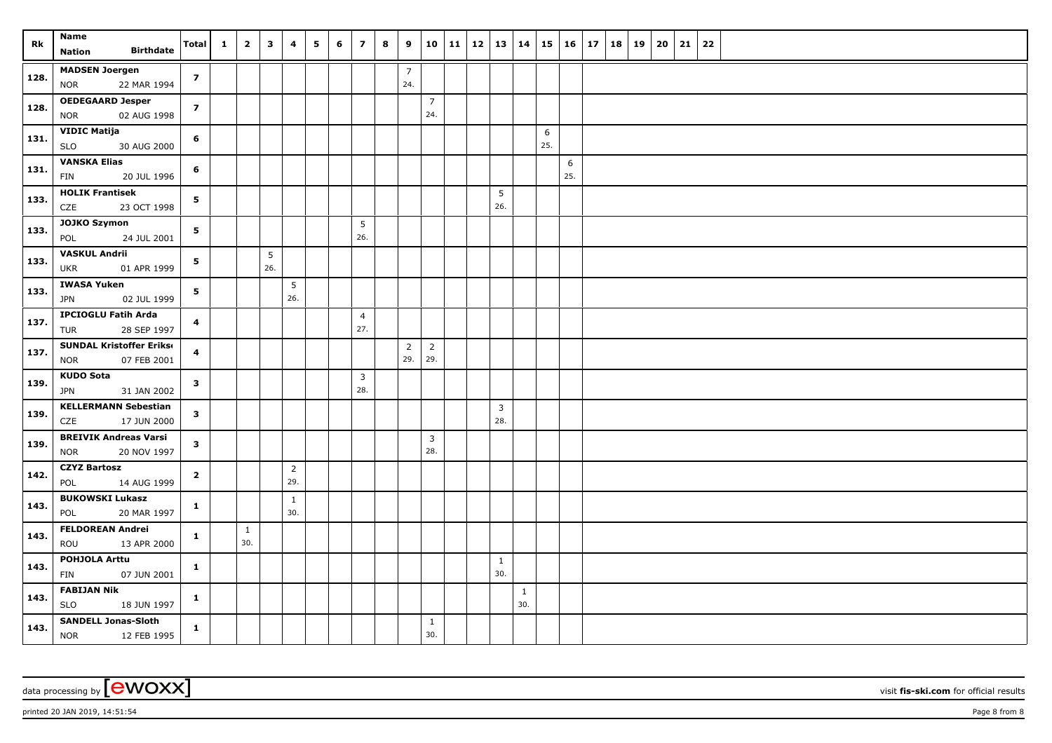| Rk | Name<br>Nation Birthdate | Total | 1 | 2 | 3 | 4 | 5 | 6 | 7 | 8 | 9 | 10 | 11 | 12 | 13 | 14 | 15 | 16 | 17 | 18 | 19 | 20 | 21 | 22 |
|---|---|---|---|---|---|---|---|---|---|---|---|---|---|---|---|---|---|---|---|---|---|---|---|---|
| 128. | **MADSEN Joergen**<br>NOR 22 MAR 1994 | **7** | | | | | | | | | 7<br>24. | | | | | | | | | | | | | |
| 128. | **OEDEGAARD Jesper**<br>NOR 02 AUG 1998 | **7** | | | | | | | | | | 7<br>24. | | | | | | | | | | | | |
| 131. | **VIDIC Matija**<br>SLO 30 AUG 2000 | **6** | | | | | | | | | | | | | | | 6<br>25. | | | | | | | |
| 131. | **VANSKA Elias**<br>FIN 20 JUL 1996 | **6** | | | | | | | | | | | | | | | | 6<br>25. | | | | | | |
| 133. | **HOLIK Frantisek**<br>CZE 23 OCT 1998 | **5** | | | | | | | | | | | | | 5<br>26. | | | | | | | | | |
| 133. | **JOJKO Szymon**<br>POL 24 JUL 2001 | **5** | | | | | | | 5<br>26. | | | | | | | | | | | | | | | |
| 133. | **VASKUL Andrii**<br>UKR 01 APR 1999 | **5** | | | 5<br>26. | | | | | | | | | | | | | | | | | | | |
| 133. | **IWASA Yuken**<br>JPN 02 JUL 1999 | **5** | | | | 5<br>26. | | | | | | | | | | | | | | | | | | |
| 137. | **IPCIOGLU Fatih Arda**<br>TUR 28 SEP 1997 | **4** | | | | | | | 4<br>27. | | | | | | | | | | | | | | | |
| 137. | **SUNDAL Kristoffer Eriks**<br>NOR 07 FEB 2001 | **4** | | | | | | | | | 2<br>29. | 2<br>29. | | | | | | | | | | | | |
| 139. | **KUDO Sota**<br>JPN 31 JAN 2002 | **3** | | | | | | | 3<br>28. | | | | | | | | | | | | | | | |
| 139. | **KELLERMANN Sebastian**<br>CZE 17 JUN 2000 | **3** | | | | | | | | | | | | | 3<br>28. | | | | | | | | | |
| 139. | **BREIVIK Andreas Varsi**<br>NOR 20 NOV 1997 | **3** | | | | | | | | | | 3<br>28. | | | | | | | | | | | | |
| 142. | **CZYZ Bartosz**<br>POL 14 AUG 1999 | **2** | | | | 2<br>29. | | | | | | | | | | | | | | | | | | |
| 143. | **BUKOWSKI Lukasz**<br>POL 20 MAR 1997 | **1** | | | | 1<br>30. | | | | | | | | | | | | | | | | | | |
| 143. | **FELDOREAN Andrei**<br>ROU 13 APR 2000 | **1** | | 1<br>30. | | | | | | | | | | | | | | | | | | | | |
| 143. | **POHJOLA Arttu**<br>FIN 07 JUN 2001 | **1** | | | | | | | | | | | | | 1<br>30. | | | | | | | | | |
| 143. | **FABIJAN Nik**<br>SLO 18 JUN 1997 | **1** | | | | | | | | | | | | | | 1<br>30. | | | | | | | | |
| 143. | **SANDELL Jonas-Sloth**<br>NOR 12 FEB 1995 | **1** | | | | | | | | | | 1<br>30. | | | | | | | | | | | | |

data processing by [ewoxx]

visit **fis-ski.com** for official results

printed 20 JAN 2019, 14:51:54